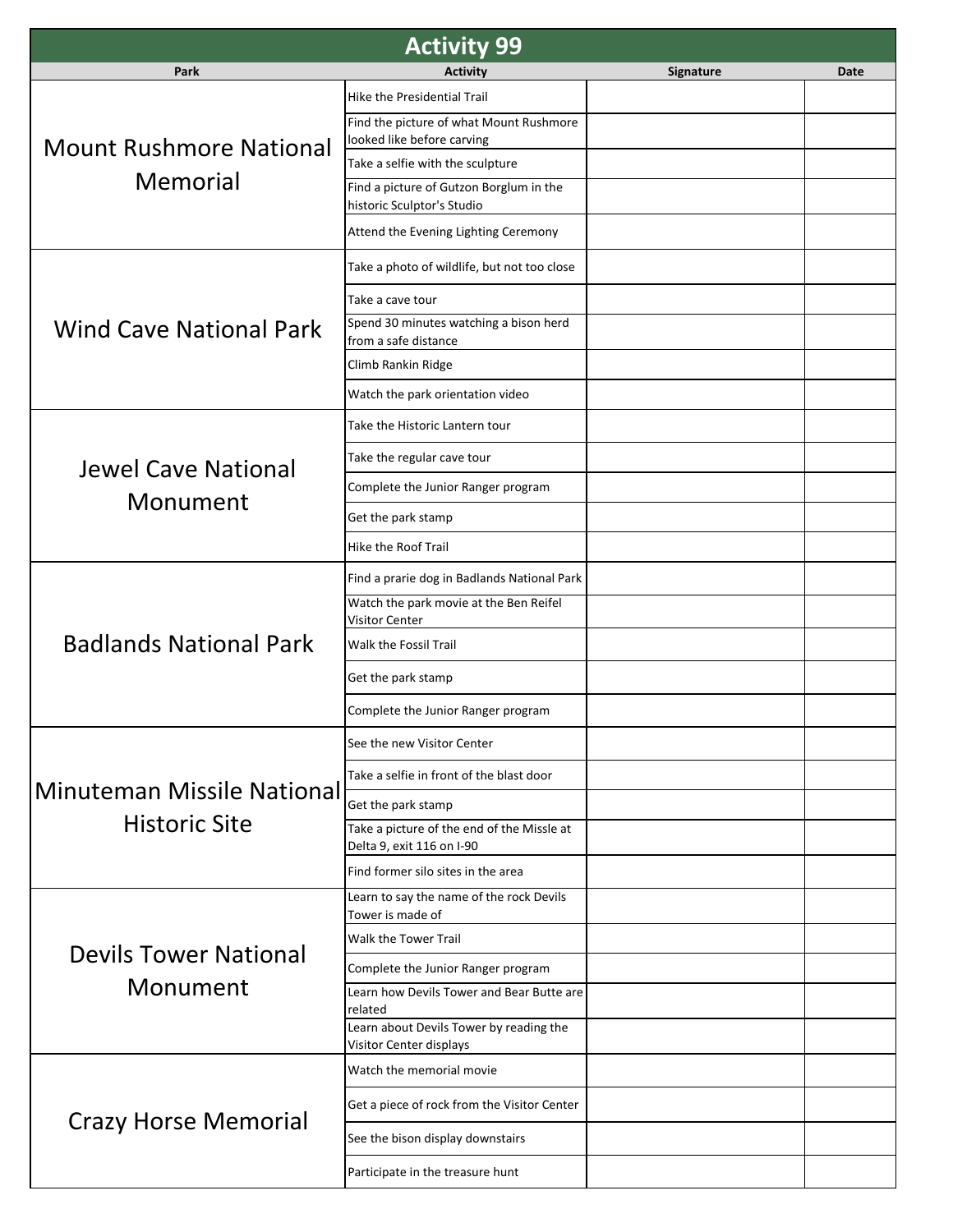# Activity 99

| Park | Activity | Signature | Date |
|---|---|---|---|
| Mount Rushmore National Memorial | Hike the Presidential Trail | | |
| | Find the picture of what Mount Rushmore looked like before carving | | |
| | Take a selfie with the sculpture | | |
| | Find a picture of Gutzon Borglum in the historic Sculptor's Studio | | |
| | Attend the Evening Lighting Ceremony | | |
| Wind Cave National Park | Take a photo of wildlife, but not too close | | |
| | Take a cave tour | | |
| | Spend 30 minutes watching a bison herd from a safe distance | | |
| | Climb Rankin Ridge | | |
| | Watch the park orientation video | | |
| Jewel Cave National Monument | Take the Historic Lantern tour | | |
| | Take the regular cave tour | | |
| | Complete the Junior Ranger program | | |
| | Get the park stamp | | |
| | Hike the Roof Trail | | |
| Badlands National Park | Find a prarie dog in Badlands National Park | | |
| | Watch the park movie at the Ben Reifel Visitor Center | | |
| | Walk the Fossil Trail | | |
| | Get the park stamp | | |
| | Complete the Junior Ranger program | | |
| Minuteman Missile National Historic Site | See the new Visitor Center | | |
| | Take a selfie in front of the blast door | | |
| | Get the park stamp | | |
| | Take a picture of the end of the Missle at Delta 9, exit 116 on I-90 | | |
| | Find former silo sites in the area | | |
| Devils Tower National Monument | Learn to say the name of the rock Devils Tower is made of | | |
| | Walk the Tower Trail | | |
| | Complete the Junior Ranger program | | |
| | Learn how Devils Tower and Bear Butte are related | | |
| | Learn about Devils Tower by reading the Visitor Center displays | | |
| Crazy Horse Memorial | Watch the memorial movie | | |
| | Get a piece of rock from the Visitor Center | | |
| | See the bison display downstairs | | |
| | Participate in the treasure hunt | | |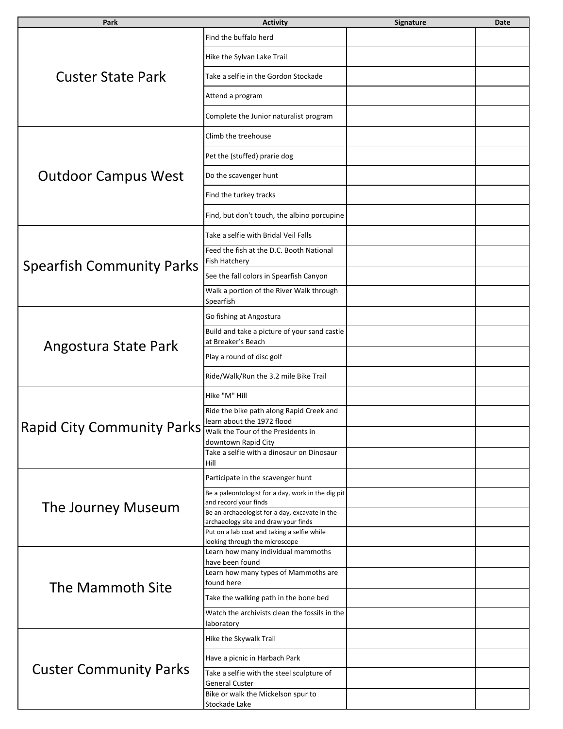| Park | Activity | Signature | Date |
|---|---|---|---|
| Custer State Park | Find the buffalo herd | | |
| | Hike the Sylvan Lake Trail | | |
| | Take a selfie in the Gordon Stockade | | |
| | Attend a program | | |
| | Complete the Junior naturalist program | | |
| Outdoor Campus West | Climb the treehouse | | |
| | Pet the (stuffed) prarie dog | | |
| | Do the scavenger hunt | | |
| | Find the turkey tracks | | |
| | Find, but don't touch, the albino porcupine | | |
| Spearfish Community Parks | Take a selfie with Bridal Veil Falls | | |
| | Feed the fish at the D.C. Booth National Fish Hatchery | | |
| | See the fall colors in Spearfish Canyon | | |
| | Walk a portion of the River Walk through Spearfish | | |
| Angostura State Park | Go fishing at Angostura | | |
| | Build and take a picture of your sand castle at Breaker's Beach | | |
| | Play a round of disc golf | | |
| | Ride/Walk/Run the 3.2 mile Bike Trail | | |
| Rapid City Community Parks | Hike "M" Hill | | |
| | Ride the bike path along Rapid Creek and learn about the 1972 flood | | |
| | Walk the Tour of the Presidents in downtown Rapid City | | |
| | Take a selfie with a dinosaur on Dinosaur Hill | | |
| The Journey Museum | Participate in the scavenger hunt | | |
| | Be a paleontologist for a day, work in the dig pit and record your finds | | |
| | Be an archaeologist for a day, excavate in the archaeology site and draw your finds | | |
| | Put on a lab coat and taking a selfie while looking through the microscope | | |
| The Mammoth Site | Learn how many individual mammoths have been found | | |
| | Learn how many types of Mammoths are found here | | |
| | Take the walking path in the bone bed | | |
| | Watch the archivists clean the fossils in the laboratory | | |
| Custer Community Parks | Hike the Skywalk Trail | | |
| | Have a picnic in Harbach Park | | |
| | Take a selfie with the steel sculpture of General Custer | | |
| | Bike or walk the Mickelson spur to Stockade Lake | | |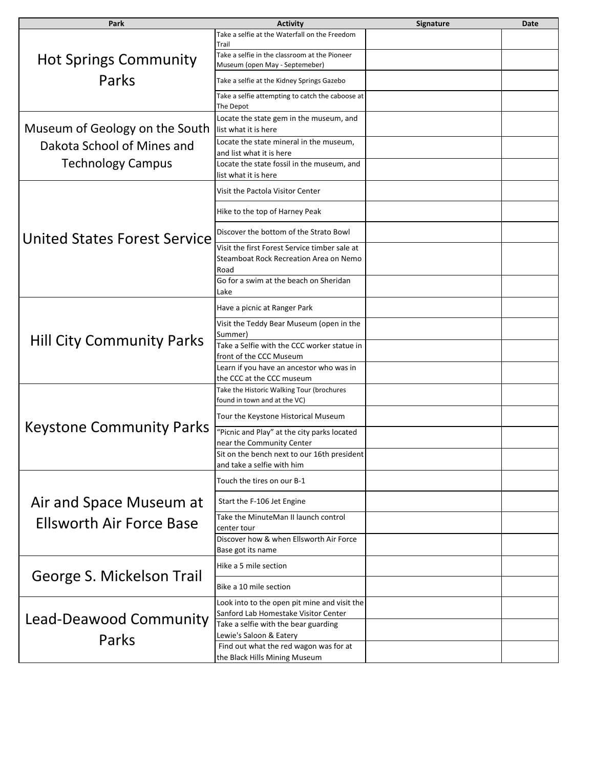| Park | Activity | Signature | Date |
| --- | --- | --- | --- |
| Hot Springs Community Parks | Take a selfie at the Waterfall on the Freedom Trail | | |
| | Take a selfie in the classroom at the Pioneer Museum (open May - Septemeber) | | |
| | Take a selfie at the Kidney Springs Gazebo | | |
| | Take a selfie attempting to catch the caboose at The Depot | | |
| Museum of Geology on the South Dakota School of Mines and Technology Campus | Locate the state gem in the museum, and list what it is here | | |
| | Locate the state mineral in the museum, and list what it is here | | |
| | Locate the state fossil in the museum, and list what it is here | | |
| United States Forest Service | Visit the Pactola Visitor Center | | |
| | Hike to the top of Harney Peak | | |
| | Discover the bottom of the Strato Bowl | | |
| | Visit the first Forest Service timber sale at Steamboat Rock Recreation Area on Nemo Road | | |
| | Go for a swim at the beach on Sheridan Lake | | |
| Hill City Community Parks | Have a picnic at Ranger Park | | |
| | Visit the Teddy Bear Museum (open in the Summer) | | |
| | Take a Selfie with the CCC worker statue in front of the CCC Museum | | |
| | Learn if you have an ancestor who was in the CCC at the CCC museum | | |
| Keystone Community Parks | Take the Historic Walking Tour (brochures found in town and at the VC) | | |
| | Tour the Keystone Historical Museum | | |
| | "Picnic and Play" at the city parks located near the Community Center | | |
| | Sit on the bench next to our 16th president and take a selfie with him | | |
| Air and Space Museum at Ellsworth Air Force Base | Touch the tires on our B-1 | | |
| | Start the F-106 Jet Engine | | |
| | Take the MinuteMan II launch control center tour | | |
| | Discover how & when Ellsworth Air Force Base got its name | | |
| George S. Mickelson Trail | Hike a 5 mile section | | |
| | Bike a 10 mile section | | |
| Lead-Deawood Community Parks | Look into to the open pit mine and visit the Sanford Lab Homestake Visitor Center | | |
| | Take a selfie with the bear guarding Lewie's Saloon & Eatery | | |
| | Find out what the red wagon was for at the Black Hills Mining Museum | | |